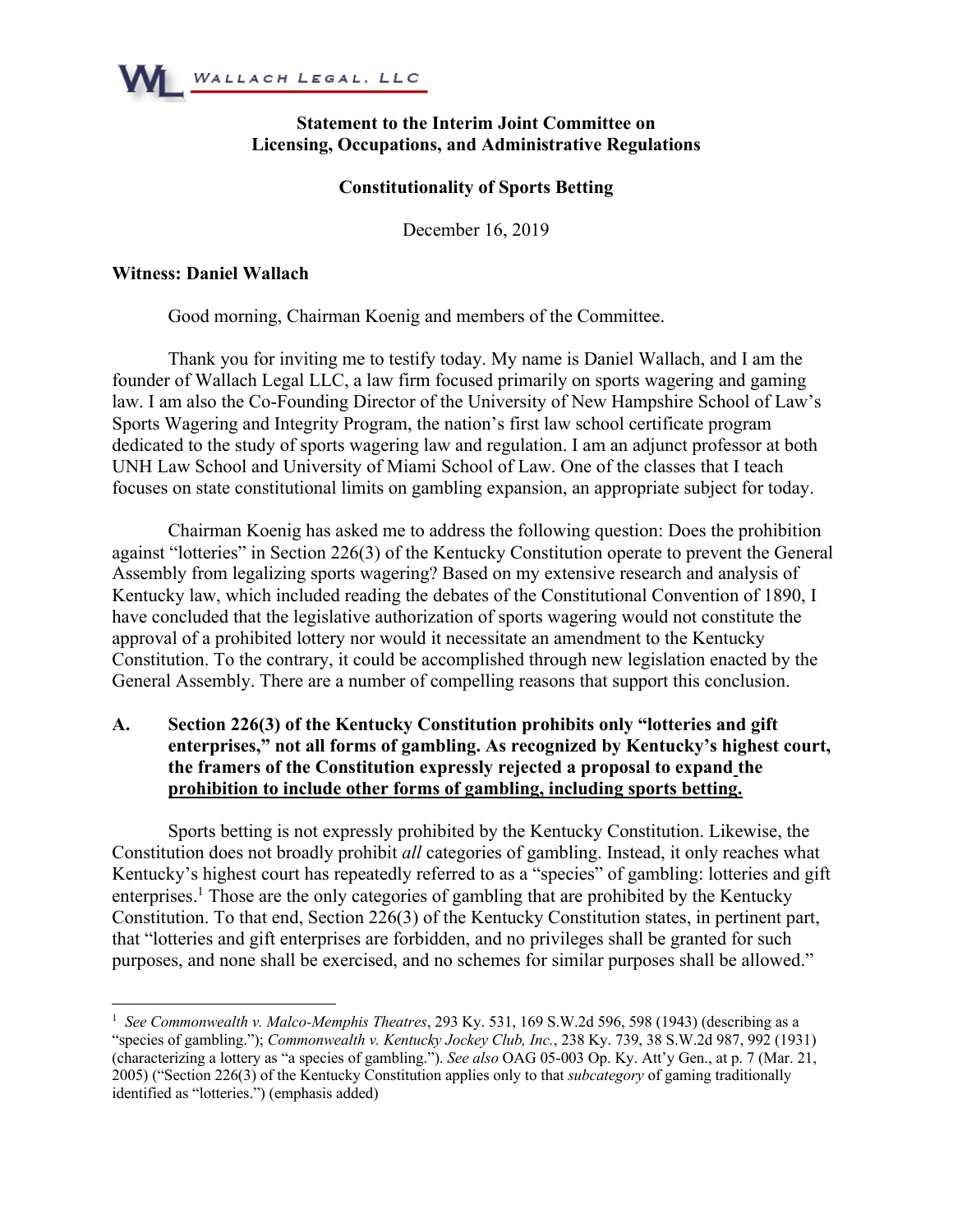WALLACH LEGAL, LLC

**Statement to the Interim Joint Committee on Licensing, Occupations, and Administrative Regulations**

**Constitutionality of Sports Betting**

December 16, 2019

**Witness: Daniel Wallach**

Good morning, Chairman Koenig and members of the Committee.

Thank you for inviting me to testify today. My name is Daniel Wallach, and I am the founder of Wallach Legal LLC, a law firm focused primarily on sports wagering and gaming law. I am also the Co-Founding Director of the University of New Hampshire School of Law's Sports Wagering and Integrity Program, the nation's first law school certificate program dedicated to the study of sports wagering law and regulation. I am an adjunct professor at both UNH Law School and University of Miami School of Law. One of the classes that I teach focuses on state constitutional limits on gambling expansion, an appropriate subject for today.

Chairman Koenig has asked me to address the following question: Does the prohibition against "lotteries" in Section 226(3) of the Kentucky Constitution operate to prevent the General Assembly from legalizing sports wagering? Based on my extensive research and analysis of Kentucky law, which included reading the debates of the Constitutional Convention of 1890, I have concluded that the legislative authorization of sports wagering would not constitute the approval of a prohibited lottery nor would it necessitate an amendment to the Kentucky Constitution. To the contrary, it could be accomplished through new legislation enacted by the General Assembly. There are a number of compelling reasons that support this conclusion.

**A. Section 226(3) of the Kentucky Constitution prohibits only "lotteries and gift enterprises," not all forms of gambling. As recognized by Kentucky's highest court, the framers of the Constitution expressly rejected a proposal to expand the prohibition to include other forms of gambling, including sports betting.**

Sports betting is not expressly prohibited by the Kentucky Constitution. Likewise, the Constitution does not broadly prohibit *all* categories of gambling. Instead, it only reaches what Kentucky's highest court has repeatedly referred to as a "species" of gambling: lotteries and gift enterprises.[1] Those are the only categories of gambling that are prohibited by the Kentucky Constitution. To that end, Section 226(3) of the Kentucky Constitution states, in pertinent part, that "lotteries and gift enterprises are forbidden, and no privileges shall be granted for such purposes, and none shall be exercised, and no schemes for similar purposes shall be allowed."

[1] *See Commonwealth v. Malco-Memphis Theatres*, 293 Ky. 531, 169 S.W.2d 596, 598 (1943) (describing as a "species of gambling."); *Commonwealth v. Kentucky Jockey Club, Inc.*, 238 Ky. 739, 38 S.W.2d 987, 992 (1931) (characterizing a lottery as "a species of gambling."). *See also* OAG 05-003 Op. Ky. Att'y Gen., at p. 7 (Mar. 21, 2005) ("Section 226(3) of the Kentucky Constitution applies only to that *subcategory* of gaming traditionally identified as "lotteries.") (emphasis added)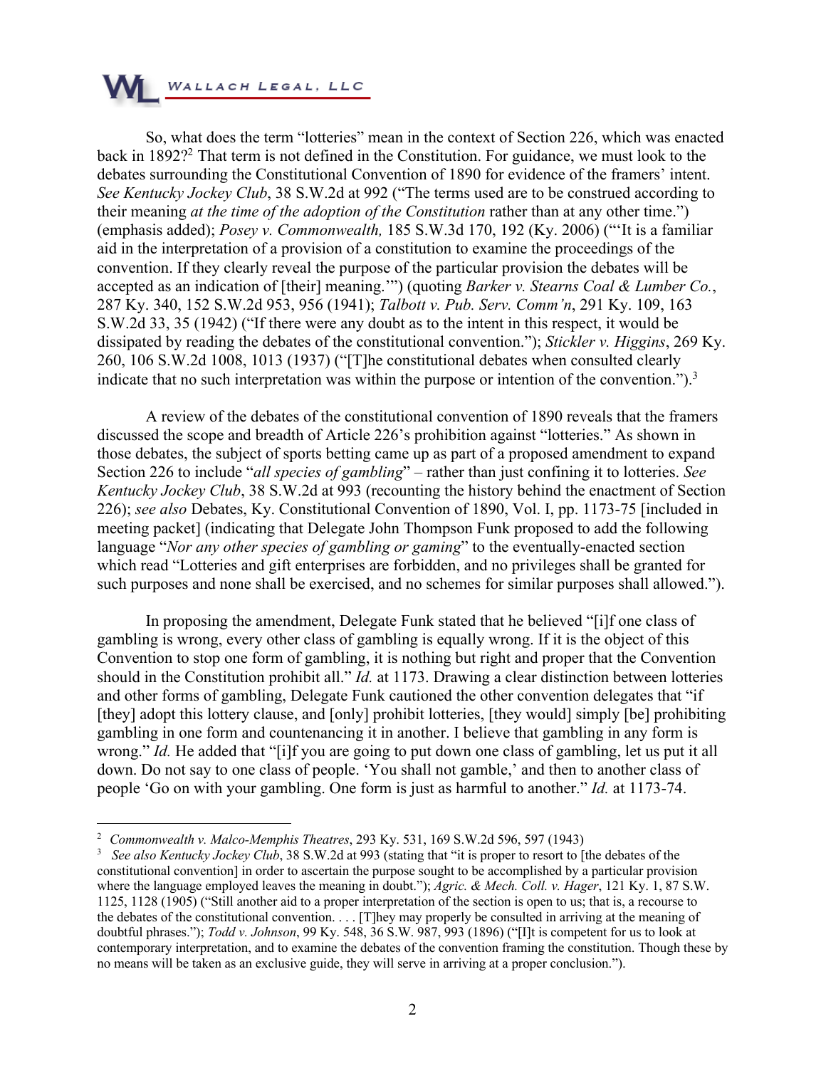So, what does the term "lotteries" mean in the context of Section 226, which was enacted back in 1892?[2] That term is not defined in the Constitution. For guidance, we must look to the debates surrounding the Constitutional Convention of 1890 for evidence of the framers' intent. *See Kentucky Jockey Club*, 38 S.W.2d at 992 ("The terms used are to be construed according to their meaning *at the time of the adoption of the Constitution* rather than at any other time.") (emphasis added); *Posey v. Commonwealth,* 185 S.W.3d 170, 192 (Ky. 2006) ("'It is a familiar aid in the interpretation of a provision of a constitution to examine the proceedings of the convention. If they clearly reveal the purpose of the particular provision the debates will be accepted as an indication of [their] meaning.'") (quoting *Barker v. Stearns Coal & Lumber Co.*, 287 Ky. 340, 152 S.W.2d 953, 956 (1941); *Talbott v. Pub. Serv. Comm'n*, 291 Ky. 109, 163 S.W.2d 33, 35 (1942) ("If there were any doubt as to the intent in this respect, it would be dissipated by reading the debates of the constitutional convention."); *Stickler v. Higgins*, 269 Ky. 260, 106 S.W.2d 1008, 1013 (1937) ("[T]he constitutional debates when consulted clearly indicate that no such interpretation was within the purpose or intention of the convention.").[3]

A review of the debates of the constitutional convention of 1890 reveals that the framers discussed the scope and breadth of Article 226's prohibition against "lotteries." As shown in those debates, the subject of sports betting came up as part of a proposed amendment to expand Section 226 to include "*all species of gambling*" – rather than just confining it to lotteries. *See Kentucky Jockey Club*, 38 S.W.2d at 993 (recounting the history behind the enactment of Section 226); *see also* Debates, Ky. Constitutional Convention of 1890, Vol. I, pp. 1173-75 [included in meeting packet] (indicating that Delegate John Thompson Funk proposed to add the following language "*Nor any other species of gambling or gaming*" to the eventually-enacted section which read "Lotteries and gift enterprises are forbidden, and no privileges shall be granted for such purposes and none shall be exercised, and no schemes for similar purposes shall allowed.").

In proposing the amendment, Delegate Funk stated that he believed "[i]f one class of gambling is wrong, every other class of gambling is equally wrong. If it is the object of this Convention to stop one form of gambling, it is nothing but right and proper that the Convention should in the Constitution prohibit all." *Id.* at 1173. Drawing a clear distinction between lotteries and other forms of gambling, Delegate Funk cautioned the other convention delegates that "if [they] adopt this lottery clause, and [only] prohibit lotteries, [they would] simply [be] prohibiting gambling in one form and countenancing it in another. I believe that gambling in any form is wrong." *Id.* He added that "[i]f you are going to put down one class of gambling, let us put it all down. Do not say to one class of people. 'You shall not gamble,' and then to another class of people 'Go on with your gambling. One form is just as harmful to another." *Id.* at 1173-74.

---

[2] *Commonwealth v. Malco-Memphis Theatres*, 293 Ky. 531, 169 S.W.2d 596, 597 (1943)

[3] *See also Kentucky Jockey Club*, 38 S.W.2d at 993 (stating that "it is proper to resort to [the debates of the constitutional convention] in order to ascertain the purpose sought to be accomplished by a particular provision where the language employed leaves the meaning in doubt."); *Agric. & Mech. Coll. v. Hager*, 121 Ky. 1, 87 S.W. 1125, 1128 (1905) ("Still another aid to a proper interpretation of the section is open to us; that is, a recourse to the debates of the constitutional convention. . . . [T]hey may properly be consulted in arriving at the meaning of doubtful phrases."); *Todd v. Johnson*, 99 Ky. 548, 36 S.W. 987, 993 (1896) ("[I]t is competent for us to look at contemporary interpretation, and to examine the debates of the convention framing the constitution. Though these by no means will be taken as an exclusive guide, they will serve in arriving at a proper conclusion.").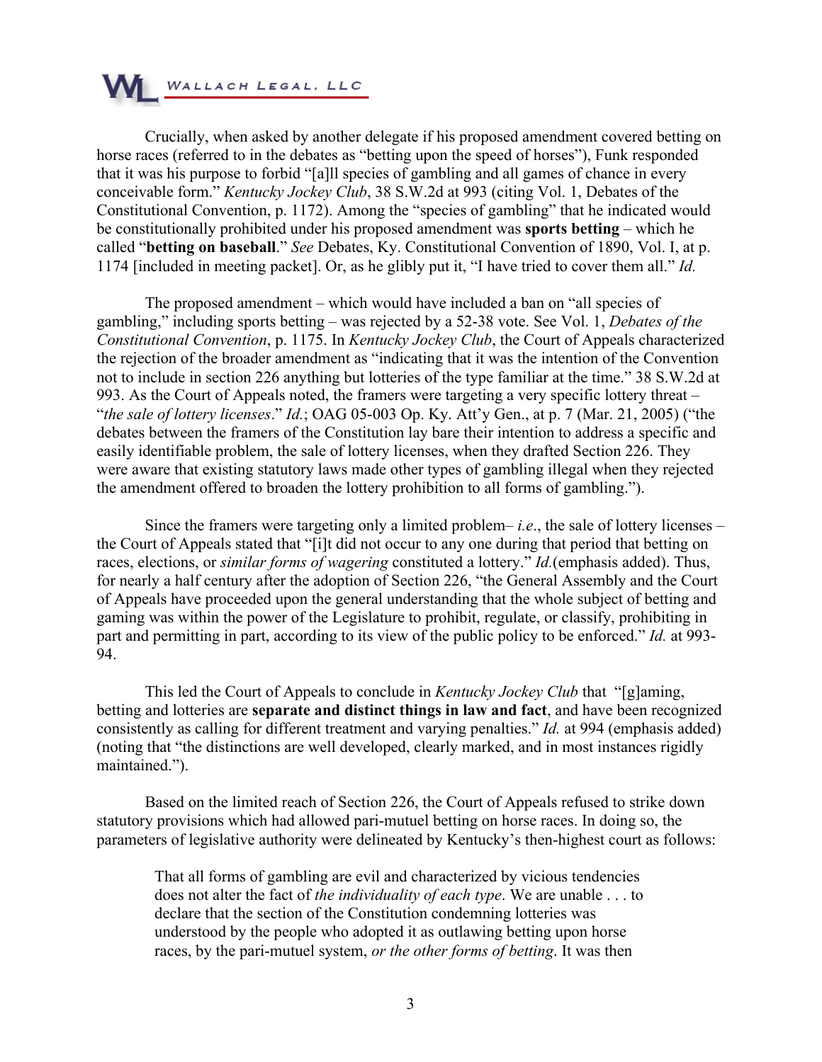Crucially, when asked by another delegate if his proposed amendment covered betting on horse races (referred to in the debates as "betting upon the speed of horses"), Funk responded that it was his purpose to forbid "[a]ll species of gambling and all games of chance in every conceivable form." *Kentucky Jockey Club*, 38 S.W.2d at 993 (citing Vol. 1, Debates of the Constitutional Convention, p. 1172). Among the "species of gambling" that he indicated would be constitutionally prohibited under his proposed amendment was **sports betting** – which he called "**betting on baseball**." *See* Debates, Ky. Constitutional Convention of 1890, Vol. I, at p. 1174 [included in meeting packet]. Or, as he glibly put it, "I have tried to cover them all." *Id.*

The proposed amendment – which would have included a ban on "all species of gambling," including sports betting – was rejected by a 52-38 vote. See Vol. 1, *Debates of the Constitutional Convention*, p. 1175. In *Kentucky Jockey Club*, the Court of Appeals characterized the rejection of the broader amendment as "indicating that it was the intention of the Convention not to include in section 226 anything but lotteries of the type familiar at the time." 38 S.W.2d at 993. As the Court of Appeals noted, the framers were targeting a very specific lottery threat – "*the sale of lottery licenses*." *Id.*; OAG 05-003 Op. Ky. Att'y Gen., at p. 7 (Mar. 21, 2005) ("the debates between the framers of the Constitution lay bare their intention to address a specific and easily identifiable problem, the sale of lottery licenses, when they drafted Section 226. They were aware that existing statutory laws made other types of gambling illegal when they rejected the amendment offered to broaden the lottery prohibition to all forms of gambling.").

Since the framers were targeting only a limited problem– *i.e*., the sale of lottery licenses – the Court of Appeals stated that "[i]t did not occur to any one during that period that betting on races, elections, or *similar forms of wagering* constituted a lottery." *Id.*(emphasis added). Thus, for nearly a half century after the adoption of Section 226, "the General Assembly and the Court of Appeals have proceeded upon the general understanding that the whole subject of betting and gaming was within the power of the Legislature to prohibit, regulate, or classify, prohibiting in part and permitting in part, according to its view of the public policy to be enforced." *Id.* at 993-94.

This led the Court of Appeals to conclude in *Kentucky Jockey Club* that "[g]aming, betting and lotteries are **separate and distinct things in law and fact**, and have been recognized consistently as calling for different treatment and varying penalties." *Id.* at 994 (emphasis added) (noting that "the distinctions are well developed, clearly marked, and in most instances rigidly maintained.").

Based on the limited reach of Section 226, the Court of Appeals refused to strike down statutory provisions which had allowed pari-mutuel betting on horse races. In doing so, the parameters of legislative authority were delineated by Kentucky's then-highest court as follows:

> That all forms of gambling are evil and characterized by vicious tendencies does not alter the fact of *the individuality of each type*. We are unable . . . to declare that the section of the Constitution condemning lotteries was understood by the people who adopted it as outlawing betting upon horse races, by the pari-mutuel system, *or the other forms of betting*. It was then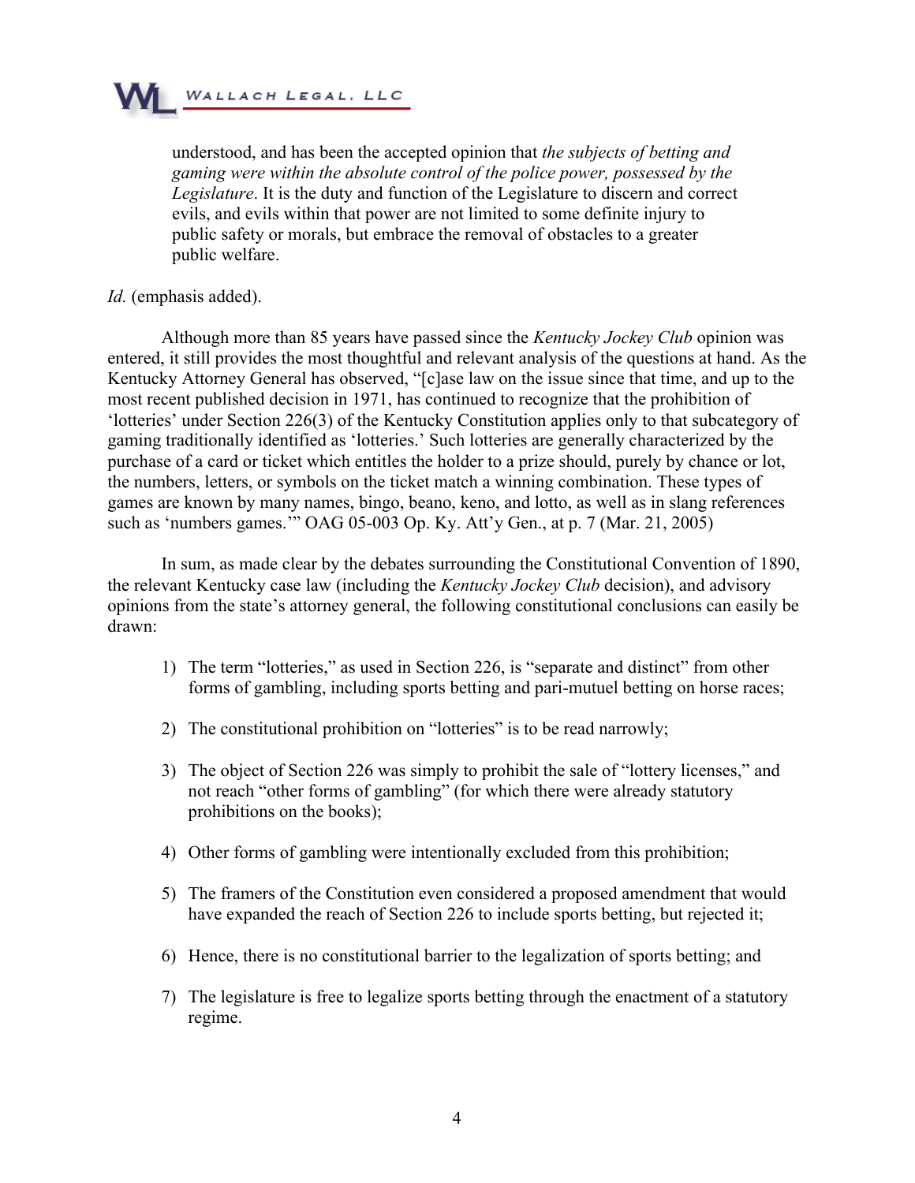> understood, and has been the accepted opinion that *the subjects of betting and gaming were within the absolute control of the police power, possessed by the Legislature*. It is the duty and function of the Legislature to discern and correct evils, and evils within that power are not limited to some definite injury to public safety or morals, but embrace the removal of obstacles to a greater public welfare.

*Id.* (emphasis added).

Although more than 85 years have passed since the *Kentucky Jockey Club* opinion was entered, it still provides the most thoughtful and relevant analysis of the questions at hand. As the Kentucky Attorney General has observed, "[c]ase law on the issue since that time, and up to the most recent published decision in 1971, has continued to recognize that the prohibition of 'lotteries' under Section 226(3) of the Kentucky Constitution applies only to that subcategory of gaming traditionally identified as 'lotteries.' Such lotteries are generally characterized by the purchase of a card or ticket which entitles the holder to a prize should, purely by chance or lot, the numbers, letters, or symbols on the ticket match a winning combination. These types of games are known by many names, bingo, beano, keno, and lotto, as well as in slang references such as 'numbers games.'" OAG 05-003 Op. Ky. Att'y Gen., at p. 7 (Mar. 21, 2005)

In sum, as made clear by the debates surrounding the Constitutional Convention of 1890, the relevant Kentucky case law (including the *Kentucky Jockey Club* decision), and advisory opinions from the state's attorney general, the following constitutional conclusions can easily be drawn:

1) The term "lotteries," as used in Section 226, is "separate and distinct" from other forms of gambling, including sports betting and pari-mutuel betting on horse races;

2) The constitutional prohibition on "lotteries" is to be read narrowly;

3) The object of Section 226 was simply to prohibit the sale of "lottery licenses," and not reach "other forms of gambling" (for which there were already statutory prohibitions on the books);

4) Other forms of gambling were intentionally excluded from this prohibition;

5) The framers of the Constitution even considered a proposed amendment that would have expanded the reach of Section 226 to include sports betting, but rejected it;

6) Hence, there is no constitutional barrier to the legalization of sports betting; and

7) The legislature is free to legalize sports betting through the enactment of a statutory regime.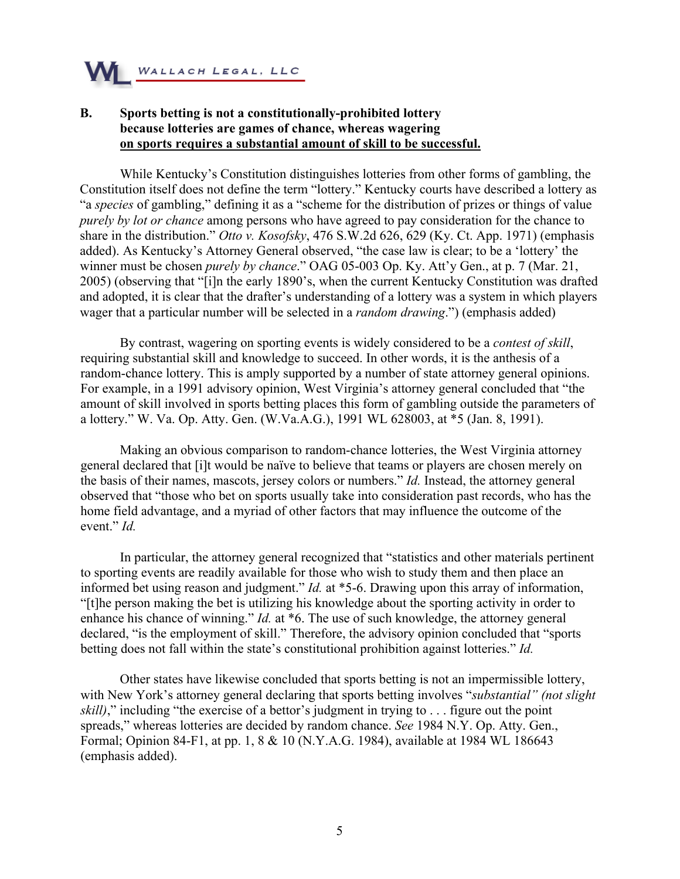**B. Sports betting is not a constitutionally-prohibited lottery because lotteries are games of chance, whereas wagering <u>on sports requires a substantial amount of skill to be successful.</u>**

While Kentucky's Constitution distinguishes lotteries from other forms of gambling, the Constitution itself does not define the term "lottery." Kentucky courts have described a lottery as "a *species* of gambling," defining it as a "scheme for the distribution of prizes or things of value *purely by lot or chance* among persons who have agreed to pay consideration for the chance to share in the distribution." *Otto v. Kosofsky*, 476 S.W.2d 626, 629 (Ky. Ct. App. 1971) (emphasis added). As Kentucky's Attorney General observed, "the case law is clear; to be a 'lottery' the winner must be chosen *purely by chance*." OAG 05-003 Op. Ky. Att'y Gen., at p. 7 (Mar. 21, 2005) (observing that "[i]n the early 1890's, when the current Kentucky Constitution was drafted and adopted, it is clear that the drafter's understanding of a lottery was a system in which players wager that a particular number will be selected in a *random drawing*.") (emphasis added)

By contrast, wagering on sporting events is widely considered to be a *contest of skill*, requiring substantial skill and knowledge to succeed. In other words, it is the anthesis of a random-chance lottery. This is amply supported by a number of state attorney general opinions. For example, in a 1991 advisory opinion, West Virginia's attorney general concluded that "the amount of skill involved in sports betting places this form of gambling outside the parameters of a lottery." W. Va. Op. Atty. Gen. (W.Va.A.G.), 1991 WL 628003, at *5 (Jan. 8, 1991).

Making an obvious comparison to random-chance lotteries, the West Virginia attorney general declared that [i]t would be naïve to believe that teams or players are chosen merely on the basis of their names, mascots, jersey colors or numbers." *Id.* Instead, the attorney general observed that "those who bet on sports usually take into consideration past records, who has the home field advantage, and a myriad of other factors that may influence the outcome of the event." *Id.*

In particular, the attorney general recognized that "statistics and other materials pertinent to sporting events are readily available for those who wish to study them and then place an informed bet using reason and judgment." *Id.* at *5-6. Drawing upon this array of information, "[t]he person making the bet is utilizing his knowledge about the sporting activity in order to enhance his chance of winning." *Id.* at *6. The use of such knowledge, the attorney general declared, "is the employment of skill." Therefore, the advisory opinion concluded that "sports betting does not fall within the state's constitutional prohibition against lotteries." *Id.*

Other states have likewise concluded that sports betting is not an impermissible lottery, with New York's attorney general declaring that sports betting involves "*substantial" (not slight skill)*," including "the exercise of a bettor's judgment in trying to . . . figure out the point spreads," whereas lotteries are decided by random chance. *See* 1984 N.Y. Op. Atty. Gen., Formal; Opinion 84-F1, at pp. 1, 8 & 10 (N.Y.A.G. 1984), available at 1984 WL 186643 (emphasis added).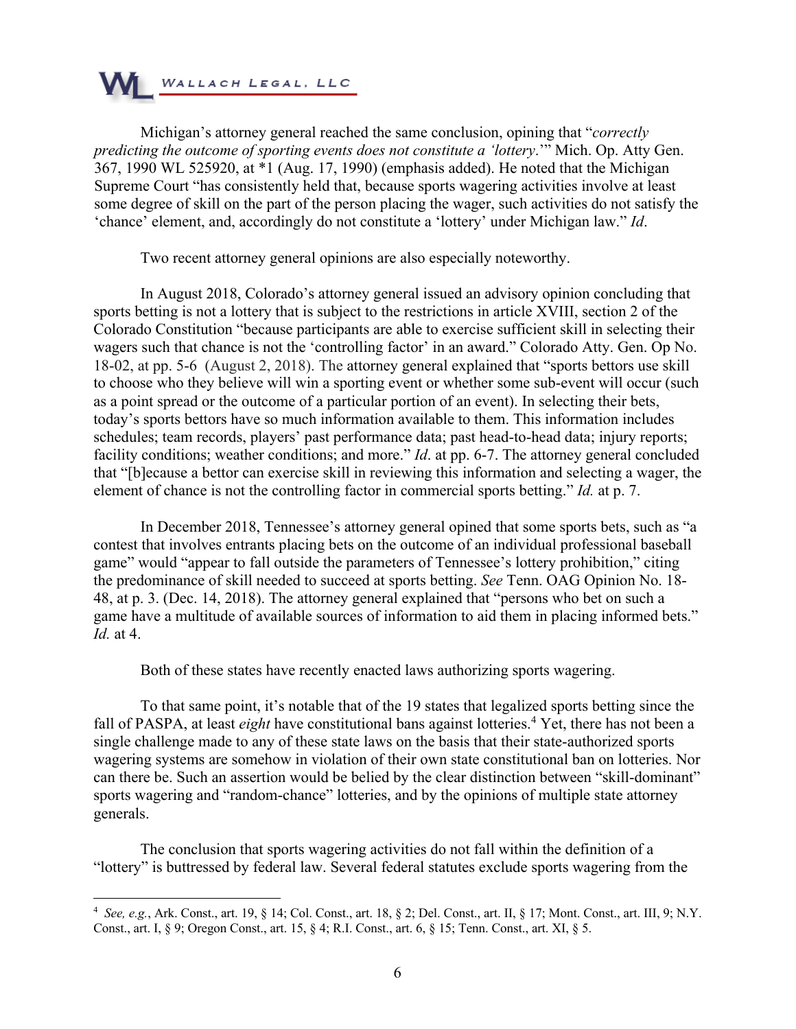Michigan's attorney general reached the same conclusion, opining that "*correctly predicting the outcome of sporting events does not constitute a 'lottery*.'" Mich. Op. Atty Gen. 367, 1990 WL 525920, at *1 (Aug. 17, 1990) (emphasis added). He noted that the Michigan Supreme Court "has consistently held that, because sports wagering activities involve at least some degree of skill on the part of the person placing the wager, such activities do not satisfy the 'chance' element, and, accordingly do not constitute a 'lottery' under Michigan law." *Id*.

Two recent attorney general opinions are also especially noteworthy.

In August 2018, Colorado's attorney general issued an advisory opinion concluding that sports betting is not a lottery that is subject to the restrictions in article XVIII, section 2 of the Colorado Constitution "because participants are able to exercise sufficient skill in selecting their wagers such that chance is not the 'controlling factor' in an award." Colorado Atty. Gen. Op No. 18-02, at pp. 5-6 (August 2, 2018). The attorney general explained that "sports bettors use skill to choose who they believe will win a sporting event or whether some sub-event will occur (such as a point spread or the outcome of a particular portion of an event). In selecting their bets, today's sports bettors have so much information available to them. This information includes schedules; team records, players' past performance data; past head-to-head data; injury reports; facility conditions; weather conditions; and more." *Id*. at pp. 6-7. The attorney general concluded that "[b]ecause a bettor can exercise skill in reviewing this information and selecting a wager, the element of chance is not the controlling factor in commercial sports betting." *Id.* at p. 7.

In December 2018, Tennessee's attorney general opined that some sports bets, such as "a contest that involves entrants placing bets on the outcome of an individual professional baseball game" would "appear to fall outside the parameters of Tennessee's lottery prohibition," citing the predominance of skill needed to succeed at sports betting. *See* Tenn. OAG Opinion No. 18-48, at p. 3. (Dec. 14, 2018). The attorney general explained that "persons who bet on such a game have a multitude of available sources of information to aid them in placing informed bets." *Id.* at 4.

Both of these states have recently enacted laws authorizing sports wagering.

To that same point, it's notable that of the 19 states that legalized sports betting since the fall of PASPA, at least *eight* have constitutional bans against lotteries.[4] Yet, there has not been a single challenge made to any of these state laws on the basis that their state-authorized sports wagering systems are somehow in violation of their own state constitutional ban on lotteries. Nor can there be. Such an assertion would be belied by the clear distinction between "skill-dominant" sports wagering and "random-chance" lotteries, and by the opinions of multiple state attorney generals.

The conclusion that sports wagering activities do not fall within the definition of a "lottery" is buttressed by federal law. Several federal statutes exclude sports wagering from the

---

[4] *See, e.g.*, Ark. Const., art. 19, § 14; Col. Const., art. 18, § 2; Del. Const., art. II, § 17; Mont. Const., art. III, 9; N.Y. Const., art. I, § 9; Oregon Const., art. 15, § 4; R.I. Const., art. 6, § 15; Tenn. Const., art. XI, § 5.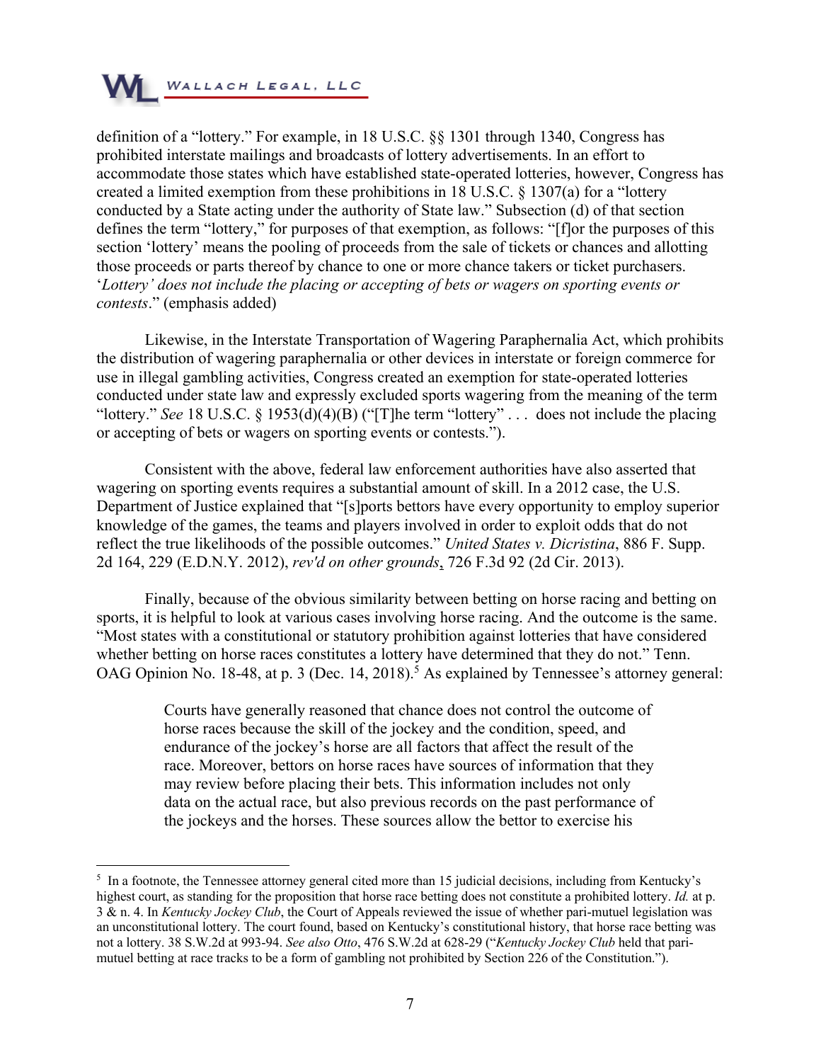definition of a "lottery." For example, in 18 U.S.C. §§ 1301 through 1340, Congress has prohibited interstate mailings and broadcasts of lottery advertisements. In an effort to accommodate those states which have established state-operated lotteries, however, Congress has created a limited exemption from these prohibitions in 18 U.S.C. § 1307(a) for a "lottery conducted by a State acting under the authority of State law." Subsection (d) of that section defines the term "lottery," for purposes of that exemption, as follows: "[f]or the purposes of this section 'lottery' means the pooling of proceeds from the sale of tickets or chances and allotting those proceeds or parts thereof by chance to one or more chance takers or ticket purchasers. '*Lottery' does not include the placing or accepting of bets or wagers on sporting events or contests*." (emphasis added)

Likewise, in the Interstate Transportation of Wagering Paraphernalia Act, which prohibits the distribution of wagering paraphernalia or other devices in interstate or foreign commerce for use in illegal gambling activities, Congress created an exemption for state-operated lotteries conducted under state law and expressly excluded sports wagering from the meaning of the term "lottery." *See* 18 U.S.C. § 1953(d)(4)(B) ("[T]he term "lottery" . . . does not include the placing or accepting of bets or wagers on sporting events or contests.").

Consistent with the above, federal law enforcement authorities have also asserted that wagering on sporting events requires a substantial amount of skill. In a 2012 case, the U.S. Department of Justice explained that "[s]ports bettors have every opportunity to employ superior knowledge of the games, the teams and players involved in order to exploit odds that do not reflect the true likelihoods of the possible outcomes." *United States v. Dicristina*, 886 F. Supp. 2d 164, 229 (E.D.N.Y. 2012), *rev'd on other grounds*, 726 F.3d 92 (2d Cir. 2013).

Finally, because of the obvious similarity between betting on horse racing and betting on sports, it is helpful to look at various cases involving horse racing. And the outcome is the same. "Most states with a constitutional or statutory prohibition against lotteries that have considered whether betting on horse races constitutes a lottery have determined that they do not." Tenn. OAG Opinion No. 18-48, at p. 3 (Dec. 14, 2018).[5] As explained by Tennessee's attorney general:

> Courts have generally reasoned that chance does not control the outcome of horse races because the skill of the jockey and the condition, speed, and endurance of the jockey's horse are all factors that affect the result of the race. Moreover, bettors on horse races have sources of information that they may review before placing their bets. This information includes not only data on the actual race, but also previous records on the past performance of the jockeys and the horses. These sources allow the bettor to exercise his

---

[5] In a footnote, the Tennessee attorney general cited more than 15 judicial decisions, including from Kentucky's highest court, as standing for the proposition that horse race betting does not constitute a prohibited lottery. *Id.* at p. 3 & n. 4. In *Kentucky Jockey Club*, the Court of Appeals reviewed the issue of whether pari-mutuel legislation was an unconstitutional lottery. The court found, based on Kentucky's constitutional history, that horse race betting was not a lottery. 38 S.W.2d at 993-94. *See also Otto*, 476 S.W.2d at 628-29 ("*Kentucky Jockey Club* held that pari-mutuel betting at race tracks to be a form of gambling not prohibited by Section 226 of the Constitution.").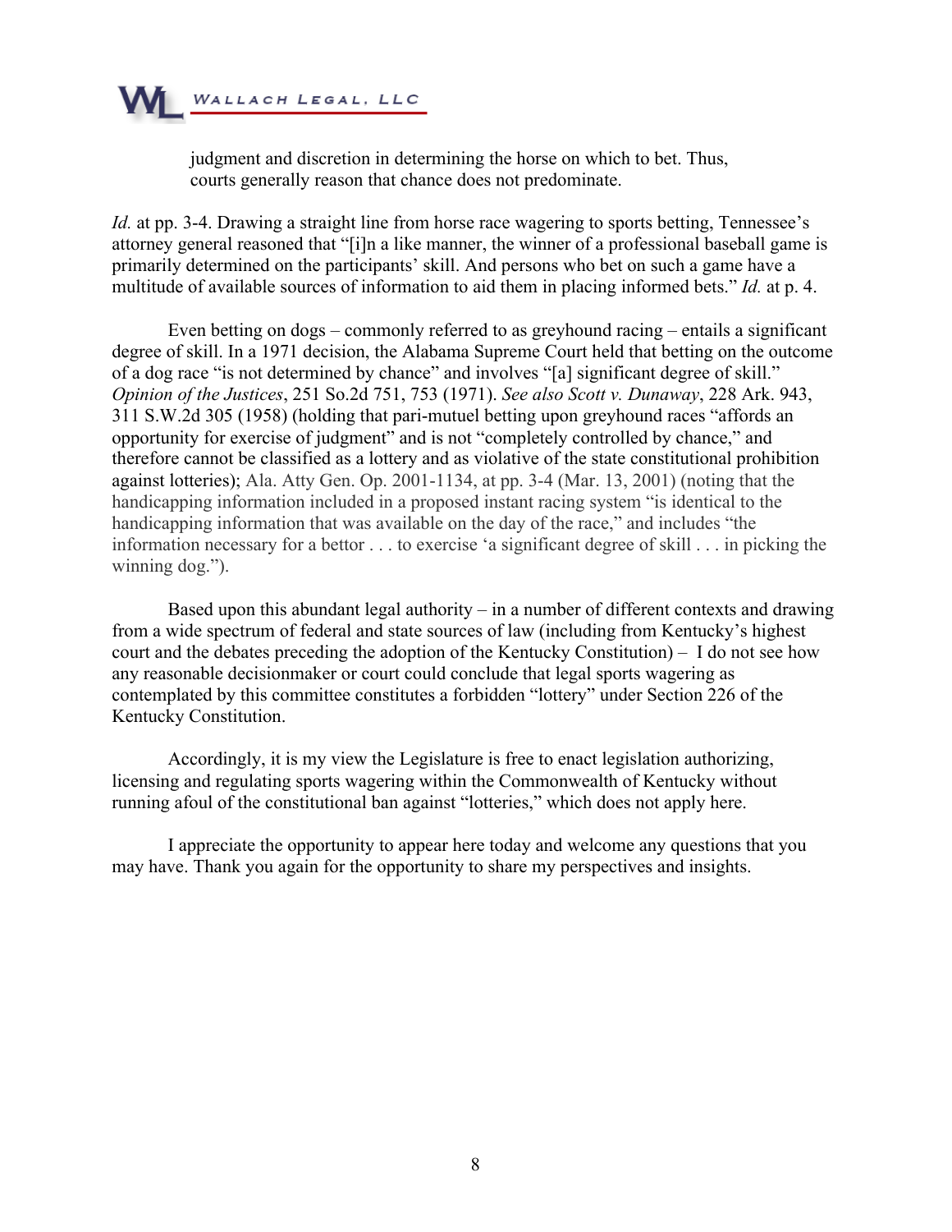judgment and discretion in determining the horse on which to bet. Thus, courts generally reason that chance does not predominate.

*Id.* at pp. 3-4. Drawing a straight line from horse race wagering to sports betting, Tennessee's attorney general reasoned that "[i]n a like manner, the winner of a professional baseball game is primarily determined on the participants' skill. And persons who bet on such a game have a multitude of available sources of information to aid them in placing informed bets." *Id.* at p. 4.

Even betting on dogs – commonly referred to as greyhound racing – entails a significant degree of skill. In a 1971 decision, the Alabama Supreme Court held that betting on the outcome of a dog race "is not determined by chance" and involves "[a] significant degree of skill." *Opinion of the Justices*, 251 So.2d 751, 753 (1971). *See also Scott v. Dunaway*, 228 Ark. 943, 311 S.W.2d 305 (1958) (holding that pari-mutuel betting upon greyhound races "affords an opportunity for exercise of judgment" and is not "completely controlled by chance," and therefore cannot be classified as a lottery and as violative of the state constitutional prohibition against lotteries); Ala. Atty Gen. Op. 2001-1134, at pp. 3-4 (Mar. 13, 2001) (noting that the handicapping information included in a proposed instant racing system "is identical to the handicapping information that was available on the day of the race," and includes "the information necessary for a bettor . . . to exercise 'a significant degree of skill . . . in picking the winning dog.").

Based upon this abundant legal authority – in a number of different contexts and drawing from a wide spectrum of federal and state sources of law (including from Kentucky's highest court and the debates preceding the adoption of the Kentucky Constitution) – I do not see how any reasonable decisionmaker or court could conclude that legal sports wagering as contemplated by this committee constitutes a forbidden "lottery" under Section 226 of the Kentucky Constitution.

Accordingly, it is my view the Legislature is free to enact legislation authorizing, licensing and regulating sports wagering within the Commonwealth of Kentucky without running afoul of the constitutional ban against "lotteries," which does not apply here.

I appreciate the opportunity to appear here today and welcome any questions that you may have. Thank you again for the opportunity to share my perspectives and insights.